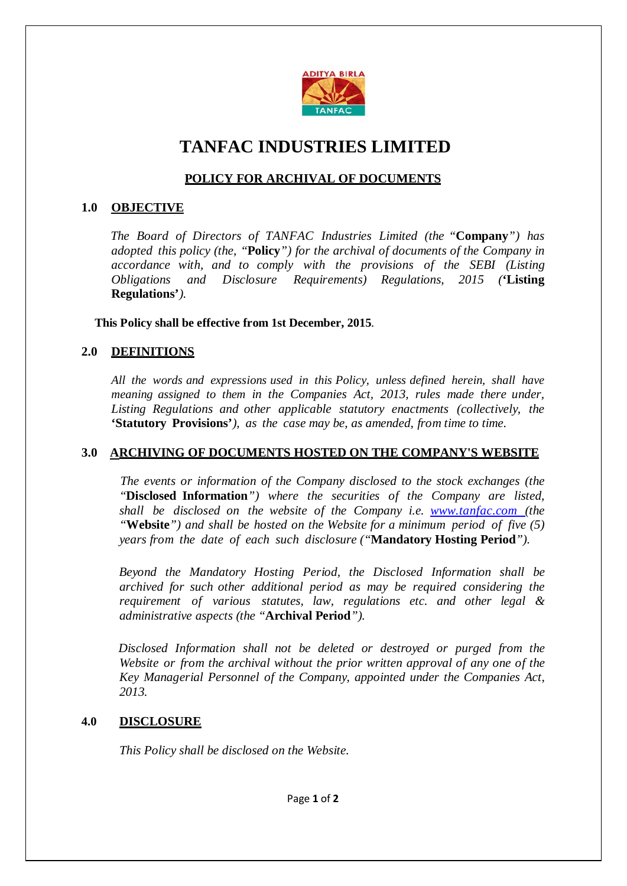# TANFAC INDUSTRIES LIMITED

## POLICY FOR ARCHIVAL OF DOCUMENTS

### 1.0 OBJECTIVE

*The Board of Directors of TANFAC Industries Limited (the "***Company***") has adopted this policy (the, "***Policy***") for the archival of documents of the Company in accordance with, and to comply with the provisions of the SEBI (Listing Obligations and Disclosure Requirements) Regulations, 2015 ('***Listing Regulations***').*

**This Policy shall be effective from 1st December, 2015.**

### 2.0 DEFINITIONS

*All the words and expressions used in this Policy, unless defined herein, shall have meaning assigned to them in the Companies Act, 2013, rules made there under, Listing Regulations and other applicable statutory enactments (collectively, the* **'Statutory Provisions'***), as the case may be, as amended, from time to time.*

### 3.0 ARCHIVING OF DOCUMENTS HOSTED ON THE COMPANY'S WEBSITE

*The events or information of the Company disclosed to the stock exchanges (the "***Disclosed Information***") where the securities of the Company are listed, shall be disclosed on the website of the Company i.e. www.tanfac.com (the "***Website***") and shall be hosted on the Website for a minimum period of five (5) years from the date of each such disclosure ("***Mandatory Hosting Period***").*

*Beyond the Mandatory Hosting Period, the Disclosed Information shall be archived for such other additional period as may be required considering the requirement of various statutes, law, regulations etc. and other legal & administrative aspects (the "***Archival Period***").*

*Disclosed Information shall not be deleted or destroyed or purged from the Website or from the archival without the prior written approval of any one of the Key Managerial Personnel of the Company, appointed under the Companies Act, 2013.*

### 4.0 DISCLOSURE

*This Policy shall be disclosed on the Website.*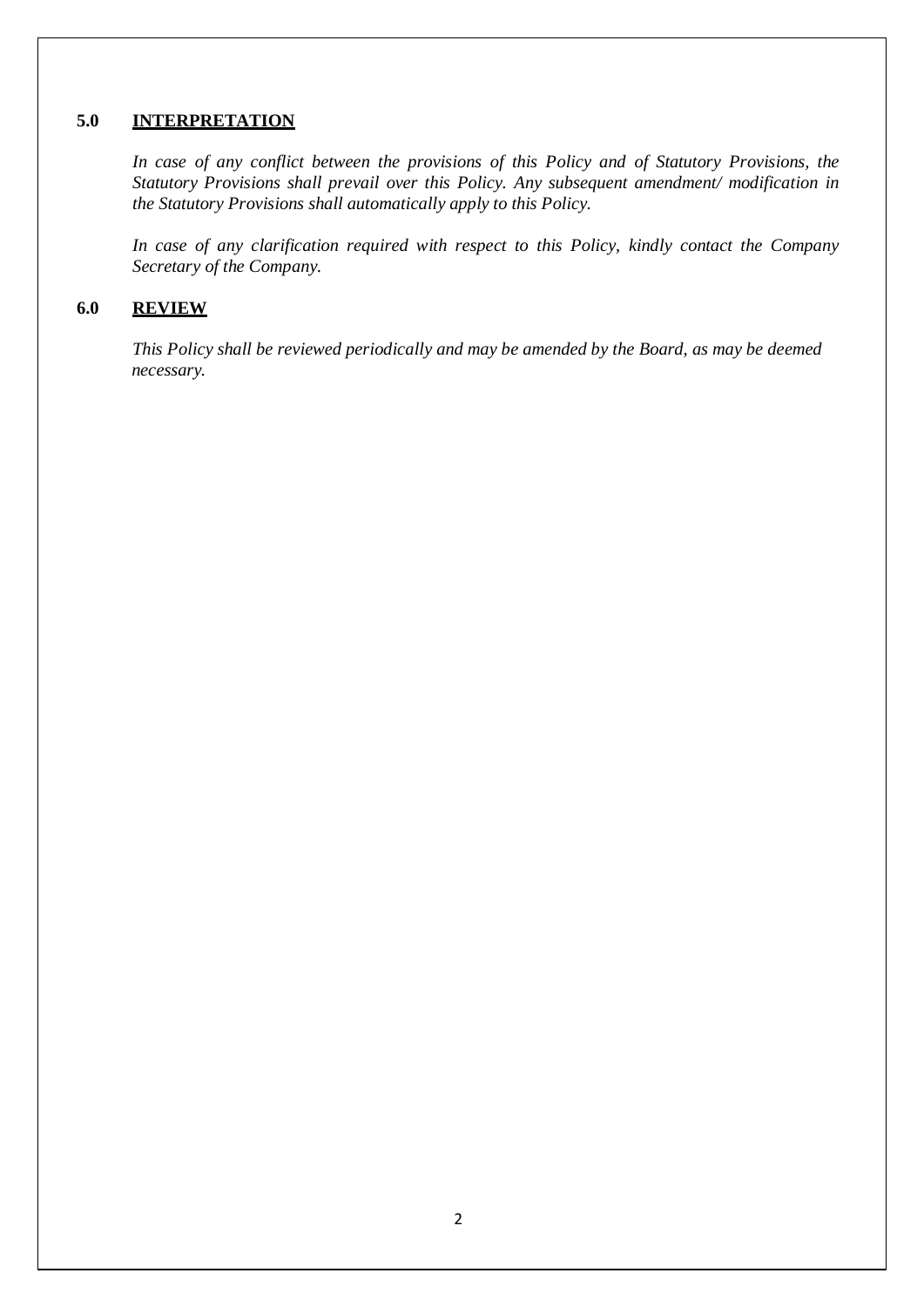## 5.0 INTERPRETATION

*In case of any conflict between the provisions of this Policy and of Statutory Provisions, the Statutory Provisions shall prevail over this Policy. Any subsequent amendment/ modification in the Statutory Provisions shall automatically apply to this Policy.*

*In case of any clarification required with respect to this Policy, kindly contact the Company Secretary of the Company.*

## 6.0 REVIEW

*This Policy shall be reviewed periodically and may be amended by the Board, as may be deemed necessary.*